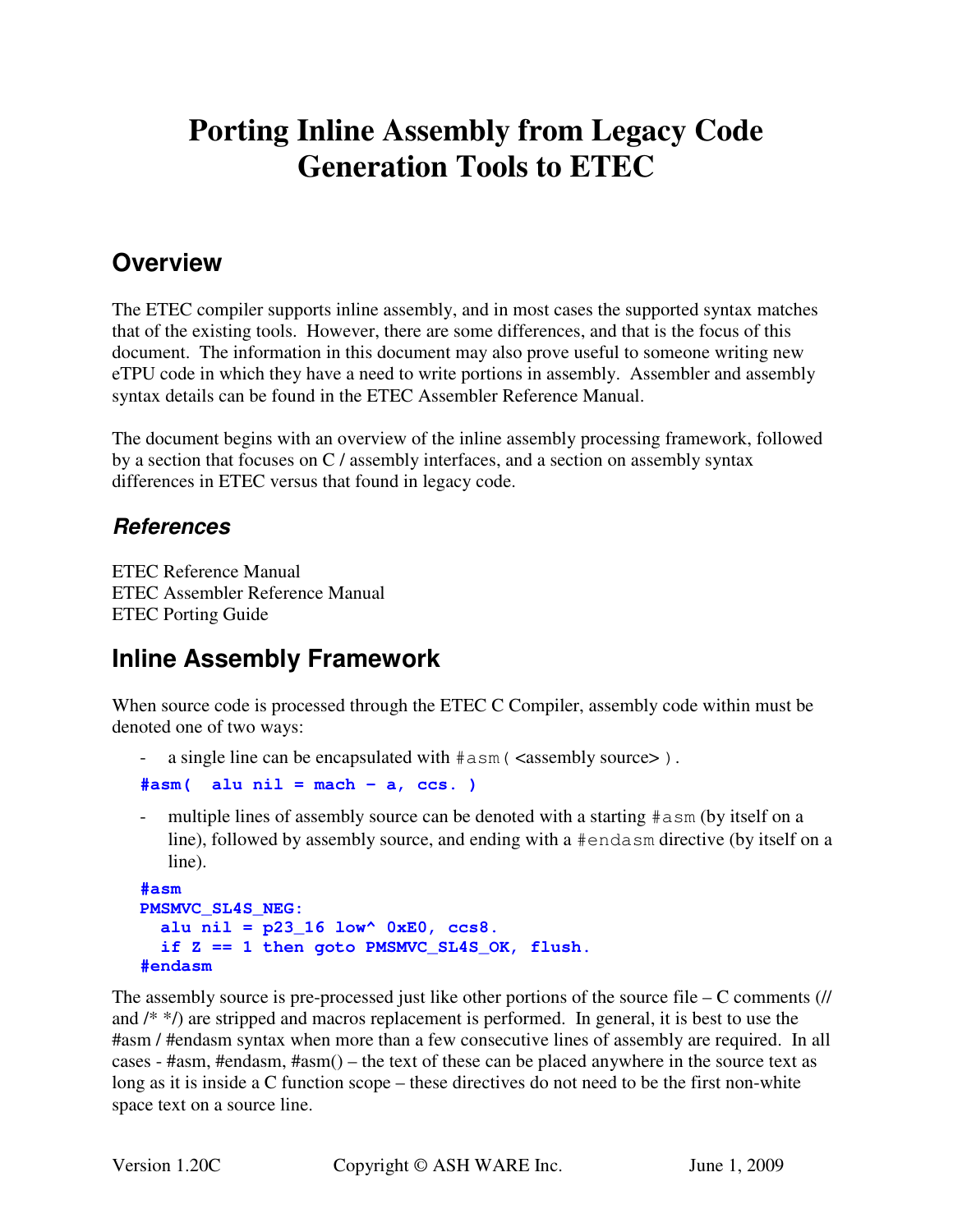# Porting Inline Assembly from Legacy Code Generation Tools to ETEC

## Overview

The ETEC compiler supports inline assembly, and in most cases the supported syntax matches that of the existing tools. However, there are some differences, and that is the focus of this document. The information in this document may also prove useful to someone writing new eTPU code in which they have a need to write portions in assembly. Assembler and assembly syntax details can be found in the ETEC Assembler Reference Manual.

The document begins with an overview of the inline assembly processing framework, followed by a section that focuses on C / assembly interfaces, and a section on assembly syntax differences in ETEC versus that found in legacy code.

### *References*

ETEC Reference Manual
ETEC Assembler Reference Manual
ETEC Porting Guide

## Inline Assembly Framework

When source code is processed through the ETEC C Compiler, assembly code within must be denoted one of two ways:

- a single line can be encapsulated with `#asm(` <assembly source> `)`.

```
#asm(  alu nil = mach – a, ccs. )
```

- multiple lines of assembly source can be denoted with a starting `#asm` (by itself on a line), followed by assembly source, and ending with a `#endasm` directive (by itself on a line).

```
#asm
PMSMVC_SL4S_NEG:
  alu nil = p23_16 low^ 0xE0, ccs8.
  if Z == 1 then goto PMSMVC_SL4S_OK, flush.
#endasm
```

The assembly source is pre-processed just like other portions of the source file – C comments (// and /* */) are stripped and macros replacement is performed. In general, it is best to use the #asm / #endasm syntax when more than a few consecutive lines of assembly are required. In all cases - #asm, #endasm, #asm() – the text of these can be placed anywhere in the source text as long as it is inside a C function scope – these directives do not need to be the first non-white space text on a source line.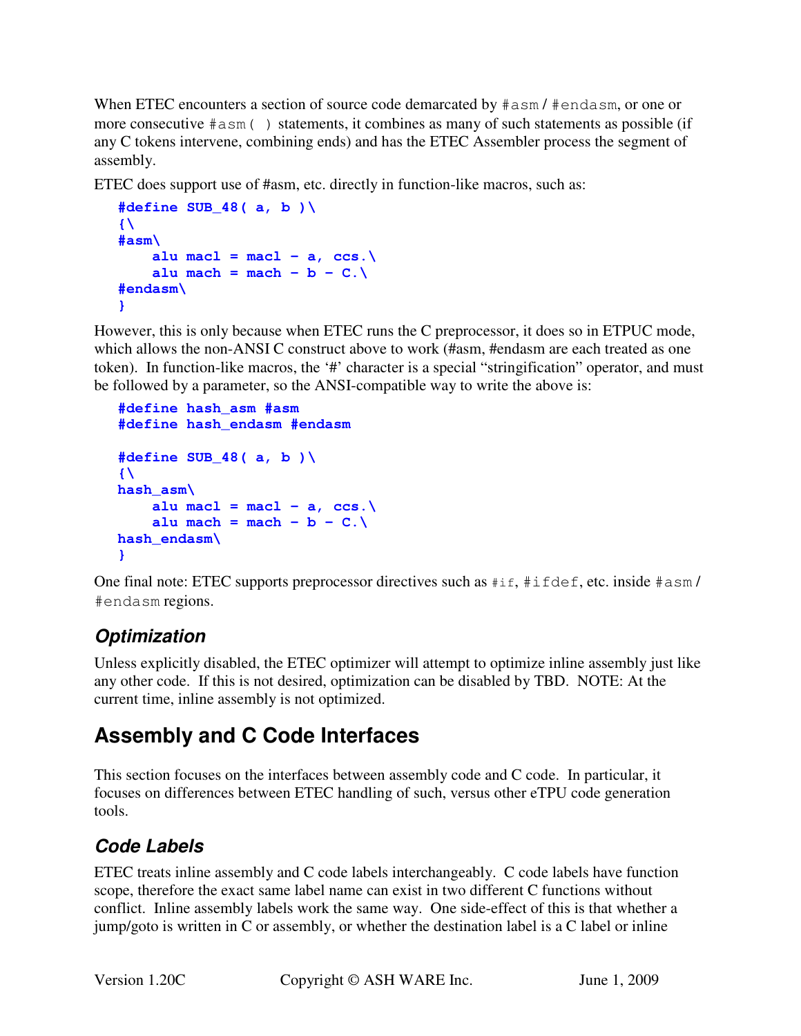When ETEC encounters a section of source code demarcated by `#asm` / `#endasm`, or one or more consecutive `#asm( )` statements, it combines as many of such statements as possible (if any C tokens intervene, combining ends) and has the ETEC Assembler process the segment of assembly.

ETEC does support use of #asm, etc. directly in function-like macros, such as:

```
#define SUB_48( a, b )\
{\
#asm\
    alu macl = macl – a, ccs.\
    alu mach = mach – b – C.\
#endasm\
}
```

However, this is only because when ETEC runs the C preprocessor, it does so in ETPUC mode, which allows the non-ANSI C construct above to work (#asm, #endasm are each treated as one token). In function-like macros, the '#' character is a special "stringification" operator, and must be followed by a parameter, so the ANSI-compatible way to write the above is:

```
#define hash_asm #asm
#define hash_endasm #endasm

#define SUB_48( a, b )\
{\
hash_asm\
    alu macl = macl – a, ccs.\
    alu mach = mach – b – C.\
hash_endasm\
}
```

One final note: ETEC supports preprocessor directives such as `#if`, `#ifdef`, etc. inside `#asm` / `#endasm` regions.

### Optimization

Unless explicitly disabled, the ETEC optimizer will attempt to optimize inline assembly just like any other code. If this is not desired, optimization can be disabled by TBD. NOTE: At the current time, inline assembly is not optimized.

## Assembly and C Code Interfaces

This section focuses on the interfaces between assembly code and C code. In particular, it focuses on differences between ETEC handling of such, versus other eTPU code generation tools.

### Code Labels

ETEC treats inline assembly and C code labels interchangeably. C code labels have function scope, therefore the exact same label name can exist in two different C functions without conflict. Inline assembly labels work the same way. One side-effect of this is that whether a jump/goto is written in C or assembly, or whether the destination label is a C label or inline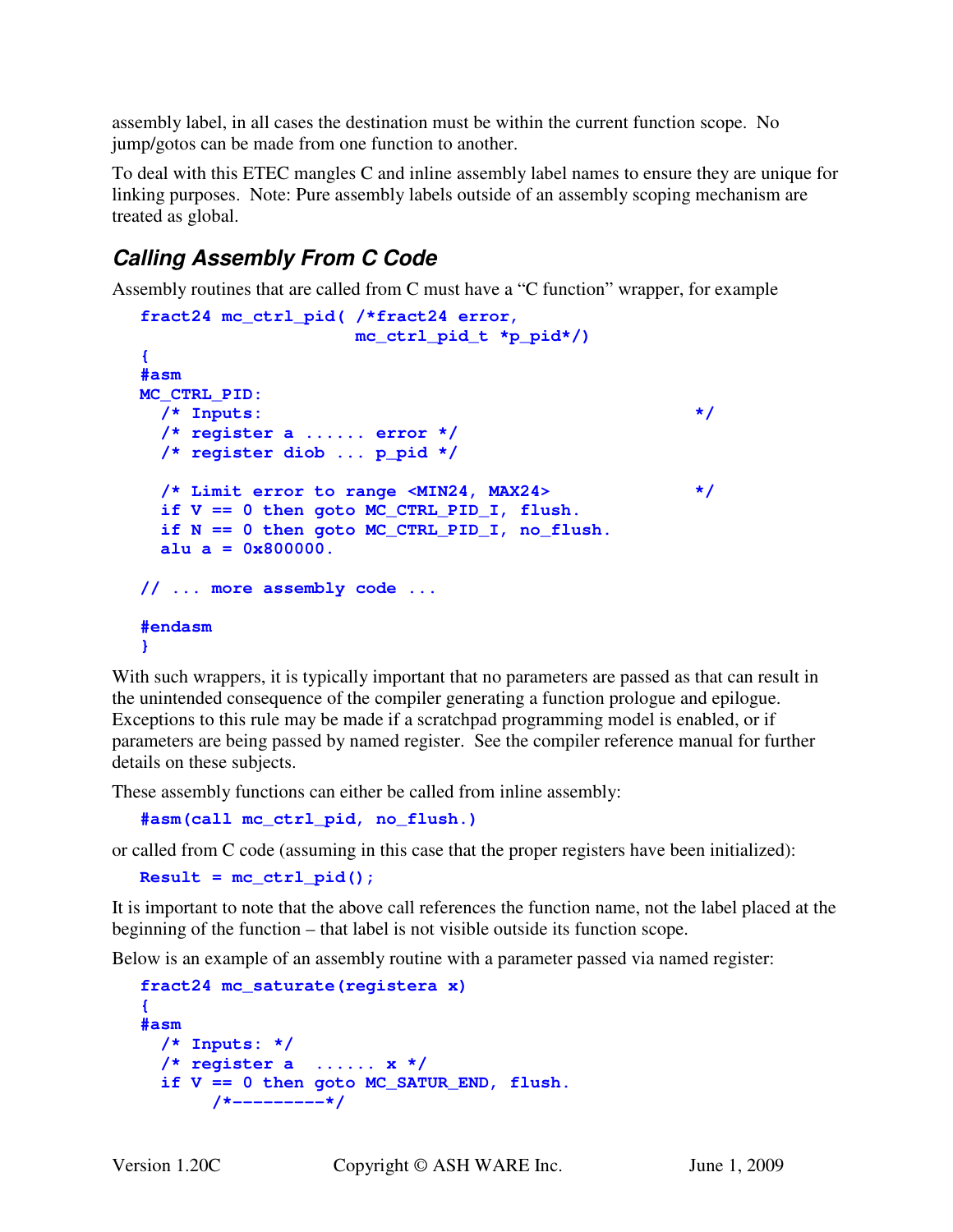assembly label, in all cases the destination must be within the current function scope. No jump/gotos can be made from one function to another.

To deal with this ETEC mangles C and inline assembly label names to ensure they are unique for linking purposes. Note: Pure assembly labels outside of an assembly scoping mechanism are treated as global.

## *Calling Assembly From C Code*

Assembly routines that are called from C must have a "C function" wrapper, for example

```
fract24 mc_ctrl_pid( /*fract24 error,
                     mc_ctrl_pid_t *p_pid*/)
{
#asm
MC_CTRL_PID:
  /* Inputs:                                        */
  /* register a ...... error */
  /* register diob ... p_pid */

  /* Limit error to range <MIN24, MAX24>            */
  if V == 0 then goto MC_CTRL_PID_I, flush.
  if N == 0 then goto MC_CTRL_PID_I, no_flush.
  alu a = 0x800000.

// ... more assembly code ...

#endasm
}
```

With such wrappers, it is typically important that no parameters are passed as that can result in the unintended consequence of the compiler generating a function prologue and epilogue. Exceptions to this rule may be made if a scratchpad programming model is enabled, or if parameters are being passed by named register. See the compiler reference manual for further details on these subjects.

These assembly functions can either be called from inline assembly:

```
#asm(call mc_ctrl_pid, no_flush.)
```

or called from C code (assuming in this case that the proper registers have been initialized):

```
Result = mc_ctrl_pid();
```

It is important to note that the above call references the function name, not the label placed at the beginning of the function – that label is not visible outside its function scope.

Below is an example of an assembly routine with a parameter passed via named register:

```
fract24 mc_saturate(registera x)
{
#asm
  /* Inputs: */
  /* register a  ...... x */
  if V == 0 then goto MC_SATUR_END, flush.
       /*---------*/
```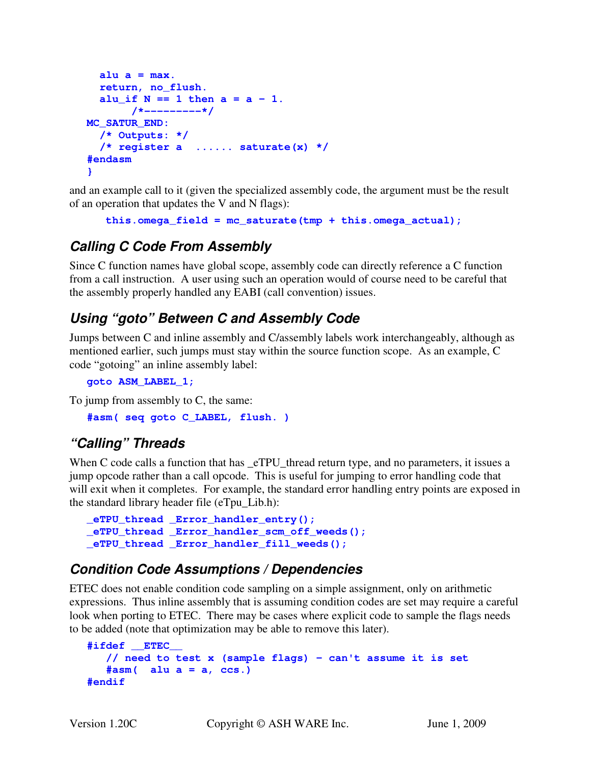```
  alu a = max.
  return, no_flush.
  alu_if N == 1 then a = a - 1.
       /*---------*/
MC_SATUR_END:
  /* Outputs: */
  /* register a  ...... saturate(x) */
#endasm
}
```

and an example call to it (given the specialized assembly code, the argument must be the result of an operation that updates the V and N flags):

```
this.omega_field = mc_saturate(tmp + this.omega_actual);
```

## Calling C Code From Assembly

Since C function names have global scope, assembly code can directly reference a C function from a call instruction. A user using such an operation would of course need to be careful that the assembly properly handled any EABI (call convention) issues.

## Using "goto" Between C and Assembly Code

Jumps between C and inline assembly and C/assembly labels work interchangeably, although as mentioned earlier, such jumps must stay within the source function scope. As an example, C code "gotoing" an inline assembly label:

```
goto ASM_LABEL_1;
```

To jump from assembly to C, the same:

```
#asm( seq goto C_LABEL, flush. )
```

## "Calling" Threads

When C code calls a function that has _eTPU_thread return type, and no parameters, it issues a jump opcode rather than a call opcode. This is useful for jumping to error handling code that will exit when it completes. For example, the standard error handling entry points are exposed in the standard library header file (eTpu_Lib.h):

```
_eTPU_thread _Error_handler_entry();
_eTPU_thread _Error_handler_scm_off_weeds();
_eTPU_thread _Error_handler_fill_weeds();
```

## Condition Code Assumptions / Dependencies

ETEC does not enable condition code sampling on a simple assignment, only on arithmetic expressions. Thus inline assembly that is assuming condition codes are set may require a careful look when porting to ETEC. There may be cases where explicit code to sample the flags needs to be added (note that optimization may be able to remove this later).

```
#ifdef __ETEC__
   // need to test x (sample flags) - can't assume it is set
   #asm(  alu a = a, ccs.)
#endif
```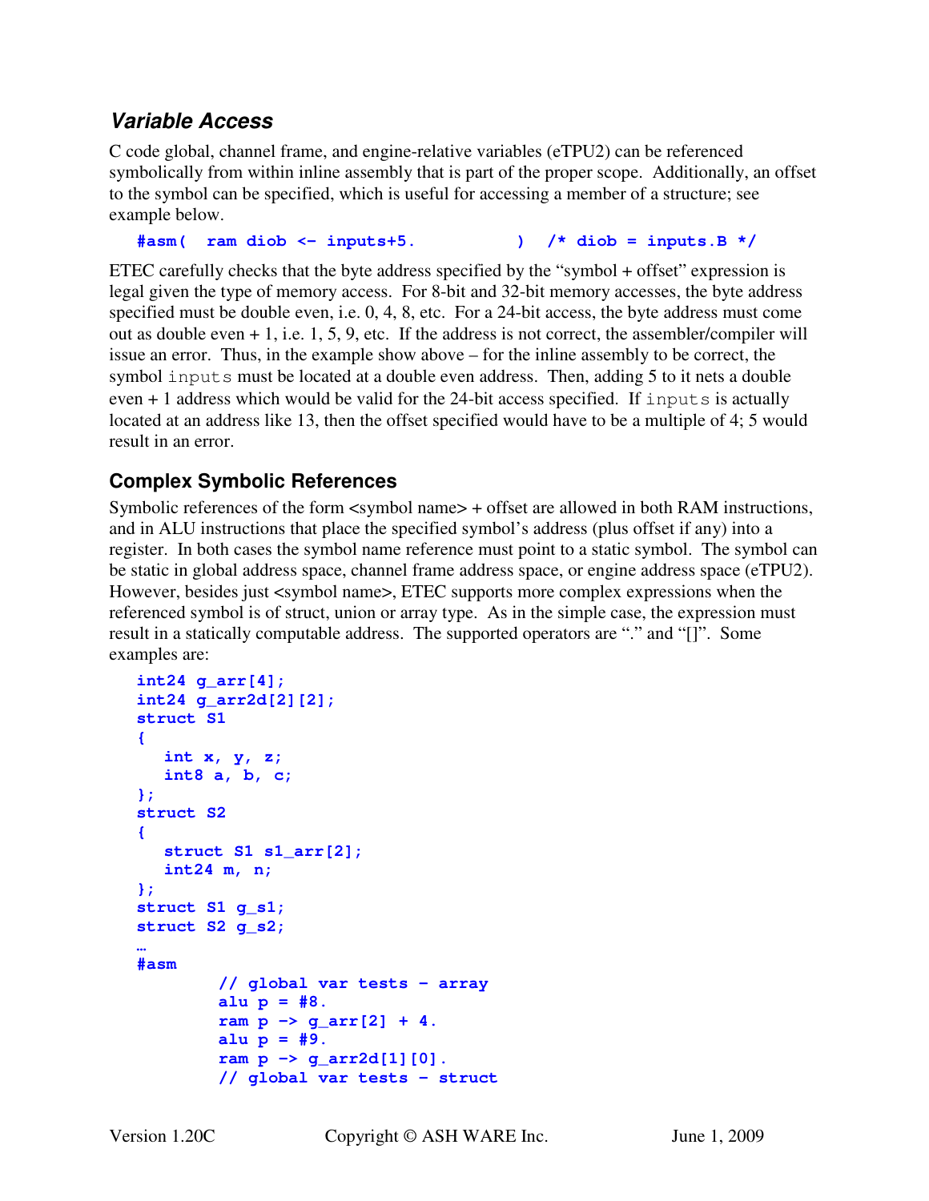### *Variable Access*

C code global, channel frame, and engine-relative variables (eTPU2) can be referenced symbolically from within inline assembly that is part of the proper scope. Additionally, an offset to the symbol can be specified, which is useful for accessing a member of a structure; see example below.

```
#asm(  ram diob <- inputs+5.           )  /* diob = inputs.B */
```

ETEC carefully checks that the byte address specified by the “symbol + offset” expression is legal given the type of memory access. For 8-bit and 32-bit memory accesses, the byte address specified must be double even, i.e. 0, 4, 8, etc. For a 24-bit access, the byte address must come out as double even + 1, i.e. 1, 5, 9, etc. If the address is not correct, the assembler/compiler will issue an error. Thus, in the example show above – for the inline assembly to be correct, the symbol `inputs` must be located at a double even address. Then, adding 5 to it nets a double even + 1 address which would be valid for the 24-bit access specified. If `inputs` is actually located at an address like 13, then the offset specified would have to be a multiple of 4; 5 would result in an error.

### Complex Symbolic References

Symbolic references of the form <symbol name> + offset are allowed in both RAM instructions, and in ALU instructions that place the specified symbol's address (plus offset if any) into a register. In both cases the symbol name reference must point to a static symbol. The symbol can be static in global address space, channel frame address space, or engine address space (eTPU2). However, besides just <symbol name>, ETEC supports more complex expressions when the referenced symbol is of struct, union or array type. As in the simple case, the expression must result in a statically computable address. The supported operators are “.” and “[]”. Some examples are:

```
int24 g_arr[4];
int24 g_arr2d[2][2];
struct S1
{
   int x, y, z;
   int8 a, b, c;
};
struct S2
{
   struct S1 s1_arr[2];
   int24 m, n;
};
struct S1 g_s1;
struct S2 g_s2;
…
#asm
        // global var tests - array
        alu p = #8.
        ram p -> g_arr[2] + 4.
        alu p = #9.
        ram p -> g_arr2d[1][0].
        // global var tests - struct
```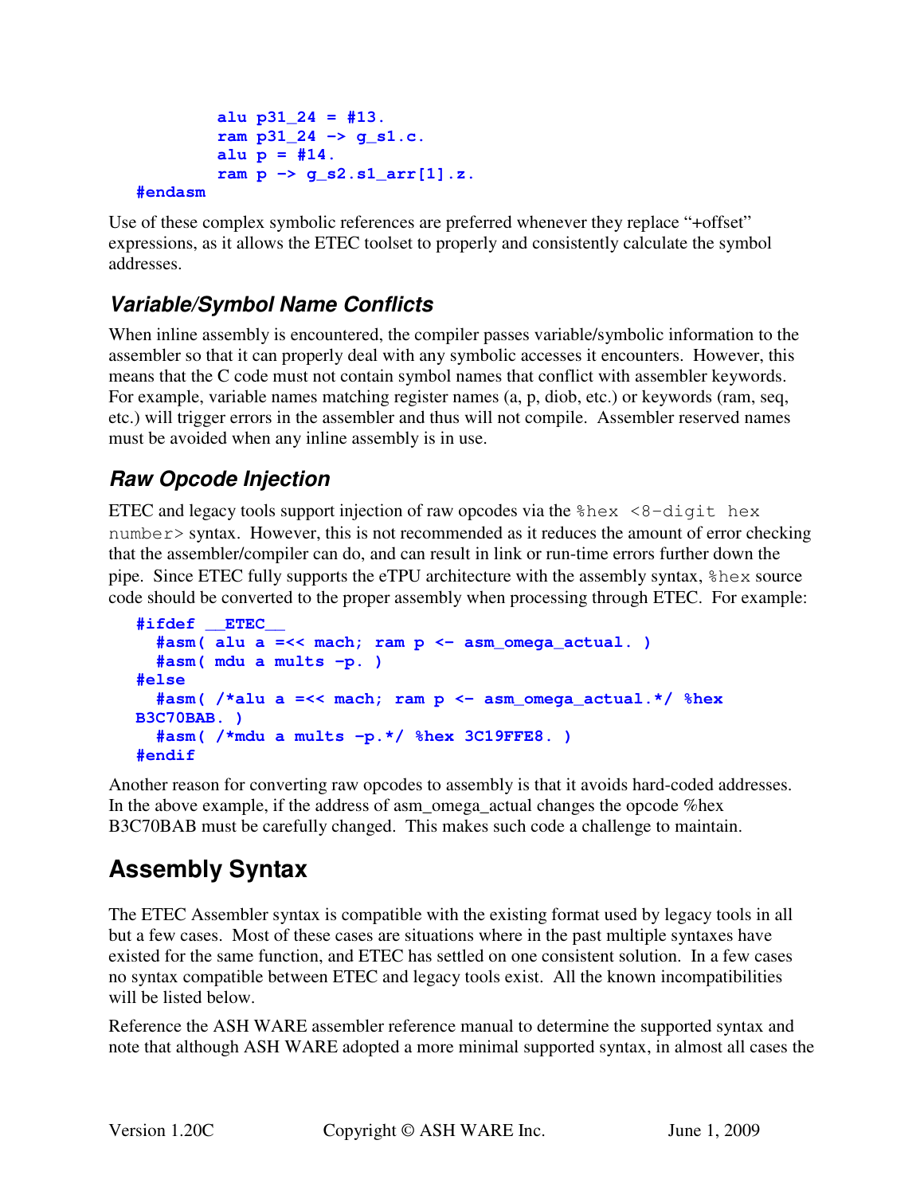```
        alu p31_24 = #13.
        ram p31_24 -> g_s1.c.
        alu p = #14.
        ram p -> g_s2.s1_arr[1].z.
#endasm
```

Use of these complex symbolic references are preferred whenever they replace "+offset" expressions, as it allows the ETEC toolset to properly and consistently calculate the symbol addresses.

### Variable/Symbol Name Conflicts

When inline assembly is encountered, the compiler passes variable/symbolic information to the assembler so that it can properly deal with any symbolic accesses it encounters. However, this means that the C code must not contain symbol names that conflict with assembler keywords. For example, variable names matching register names (a, p, diob, etc.) or keywords (ram, seq, etc.) will trigger errors in the assembler and thus will not compile. Assembler reserved names must be avoided when any inline assembly is in use.

### Raw Opcode Injection

ETEC and legacy tools support injection of raw opcodes via the `%hex <8-digit hex number>` syntax. However, this is not recommended as it reduces the amount of error checking that the assembler/compiler can do, and can result in link or run-time errors further down the pipe. Since ETEC fully supports the eTPU architecture with the assembly syntax, `%hex` source code should be converted to the proper assembly when processing through ETEC. For example:

```
#ifdef __ETEC__
  #asm( alu a =<< mach; ram p <- asm_omega_actual. )
  #asm( mdu a mults -p. )
#else
  #asm( /*alu a =<< mach; ram p <- asm_omega_actual.*/ %hex
B3C70BAB. )
  #asm( /*mdu a mults -p.*/ %hex 3C19FFE8. )
#endif
```

Another reason for converting raw opcodes to assembly is that it avoids hard-coded addresses. In the above example, if the address of asm_omega_actual changes the opcode %hex B3C70BAB must be carefully changed. This makes such code a challenge to maintain.

## Assembly Syntax

The ETEC Assembler syntax is compatible with the existing format used by legacy tools in all but a few cases. Most of these cases are situations where in the past multiple syntaxes have existed for the same function, and ETEC has settled on one consistent solution. In a few cases no syntax compatible between ETEC and legacy tools exist. All the known incompatibilities will be listed below.

Reference the ASH WARE assembler reference manual to determine the supported syntax and note that although ASH WARE adopted a more minimal supported syntax, in almost all cases the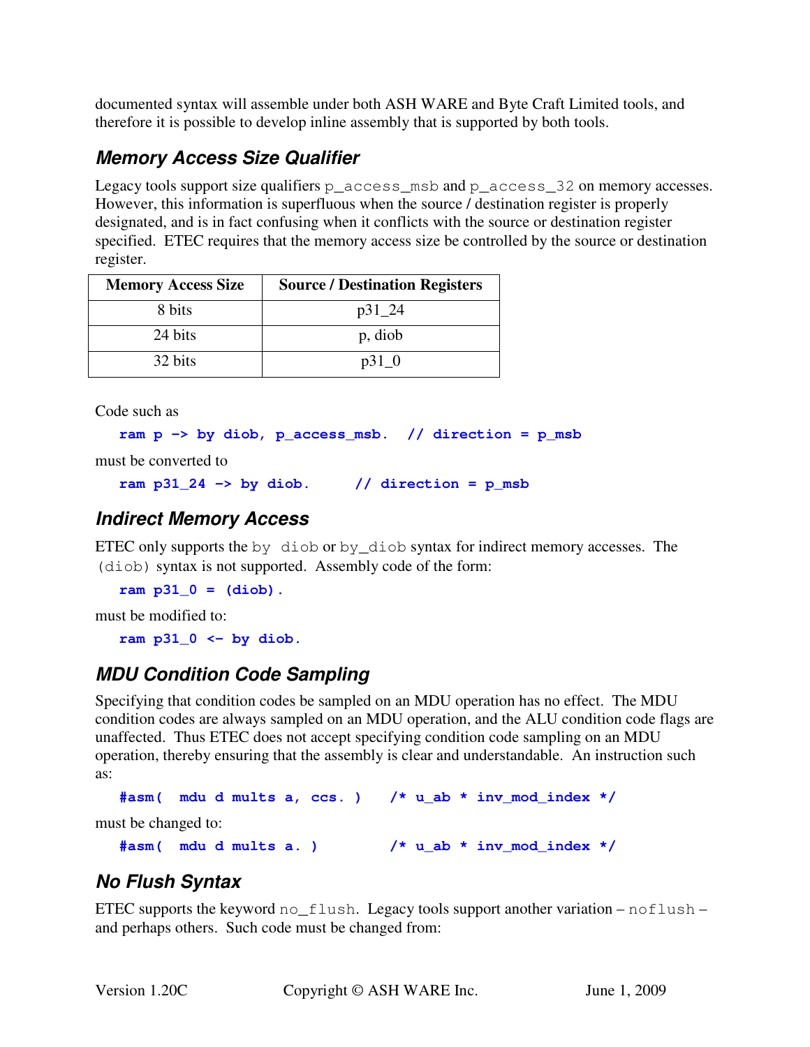documented syntax will assemble under both ASH WARE and Byte Craft Limited tools, and therefore it is possible to develop inline assembly that is supported by both tools.

### Memory Access Size Qualifier

Legacy tools support size qualifiers `p_access_msb` and `p_access_32` on memory accesses. However, this information is superfluous when the source / destination register is properly designated, and is in fact confusing when it conflicts with the source or destination register specified. ETEC requires that the memory access size be controlled by the source or destination register.

| Memory Access Size | Source / Destination Registers |
|---|---|
| 8 bits | p31_24 |
| 24 bits | p, diob |
| 32 bits | p31_0 |

Code such as

```
ram p -> by diob, p_access_msb.  // direction = p_msb
```

must be converted to

```
ram p31_24 -> by diob.     // direction = p_msb
```

### Indirect Memory Access

ETEC only supports the `by diob` or `by_diob` syntax for indirect memory accesses. The `(diob)` syntax is not supported. Assembly code of the form:

```
ram p31_0 = (diob).
```

must be modified to:

```
ram p31_0 <- by diob.
```

### MDU Condition Code Sampling

Specifying that condition codes be sampled on an MDU operation has no effect. The MDU condition codes are always sampled on an MDU operation, and the ALU condition code flags are unaffected. Thus ETEC does not accept specifying condition code sampling on an MDU operation, thereby ensuring that the assembly is clear and understandable. An instruction such as:

```
#asm(  mdu d mults a, ccs. )   /* u_ab * inv_mod_index */
```

must be changed to:

```
#asm(  mdu d mults a. )        /* u_ab * inv_mod_index */
```

### No Flush Syntax

ETEC supports the keyword `no_flush`. Legacy tools support another variation – `noflush` – and perhaps others. Such code must be changed from: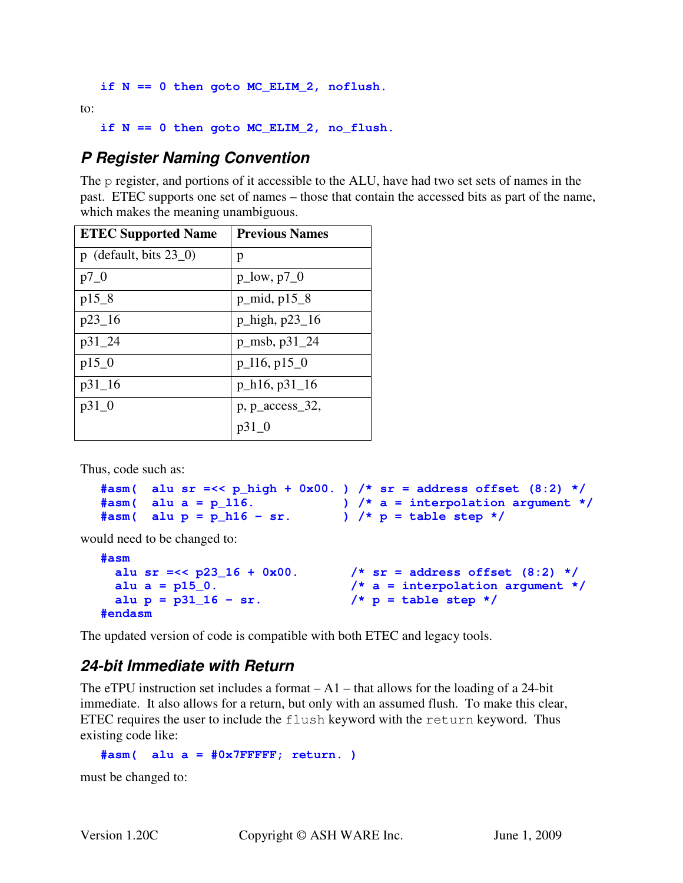```
if N == 0 then goto MC_ELIM_2, noflush.
```

to:

```
if N == 0 then goto MC_ELIM_2, no_flush.
```

## P Register Naming Convention

The p register, and portions of it accessible to the ALU, have had two set sets of names in the past. ETEC supports one set of names – those that contain the accessed bits as part of the name, which makes the meaning unambiguous.

| ETEC Supported Name | Previous Names |
|---|---|
| p (default, bits 23_0) | p |
| p7_0 | p_low, p7_0 |
| p15_8 | p_mid, p15_8 |
| p23_16 | p_high, p23_16 |
| p31_24 | p_msb, p31_24 |
| p15_0 | p_l16, p15_0 |
| p31_16 | p_h16, p31_16 |
| p31_0 | p, p_access_32, p31_0 |

Thus, code such as:

```
#asm(  alu sr =<< p_high + 0x00. ) /* sr = address offset (8:2) */
#asm(  alu a = p_l16.            ) /* a = interpolation argument */
#asm(  alu p = p_h16 - sr.       ) /* p = table step */
```

would need to be changed to:

```
#asm
  alu sr =<< p23_16 + 0x00.      /* sr = address offset (8:2) */
  alu a = p15_0.                 /* a = interpolation argument */
  alu p = p31_16 - sr.           /* p = table step */
#endasm
```

The updated version of code is compatible with both ETEC and legacy tools.

## 24-bit Immediate with Return

The eTPU instruction set includes a format – A1 – that allows for the loading of a 24-bit immediate. It also allows for a return, but only with an assumed flush. To make this clear, ETEC requires the user to include the flush keyword with the return keyword. Thus existing code like:

```
#asm(  alu a = #0x7FFFFF; return. )
```

must be changed to: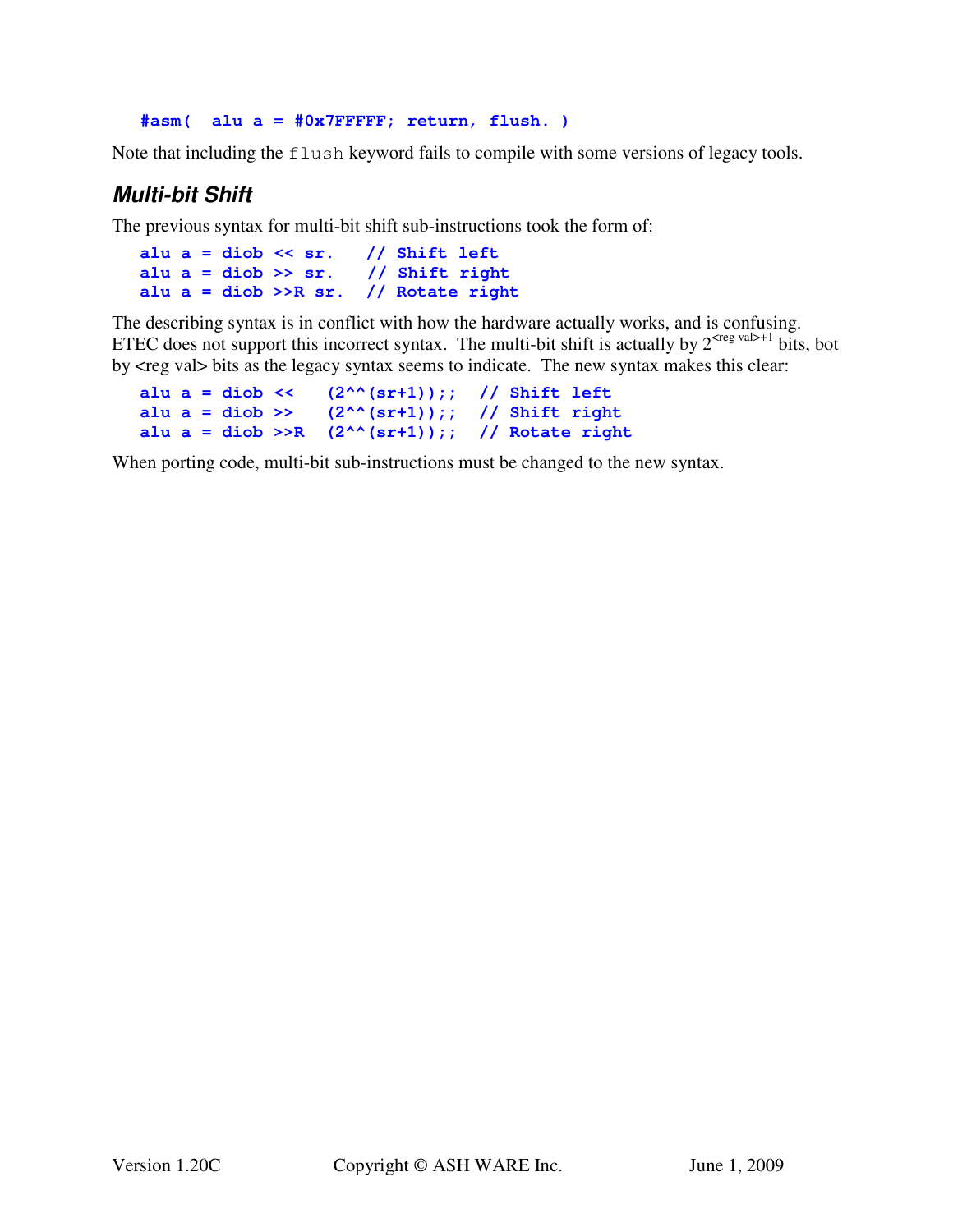```
#asm(  alu a = #0x7FFFFF; return, flush. )
```

Note that including the `flush` keyword fails to compile with some versions of legacy tools.

### *Multi-bit Shift*

The previous syntax for multi-bit shift sub-instructions took the form of:

```
alu a = diob << sr.   // Shift left
alu a = diob >> sr.   // Shift right
alu a = diob >>R sr.  // Rotate right
```

The describing syntax is in conflict with how the hardware actually works, and is confusing. ETEC does not support this incorrect syntax. The multi-bit shift is actually by $2^{<\text{reg val}>+1}$ bits, bot by <reg val> bits as the legacy syntax seems to indicate. The new syntax makes this clear:

```
alu a = diob <<   (2^^(sr+1));;  // Shift left
alu a = diob >>   (2^^(sr+1));;  // Shift right
alu a = diob >>R  (2^^(sr+1));;  // Rotate right
```

When porting code, multi-bit sub-instructions must be changed to the new syntax.